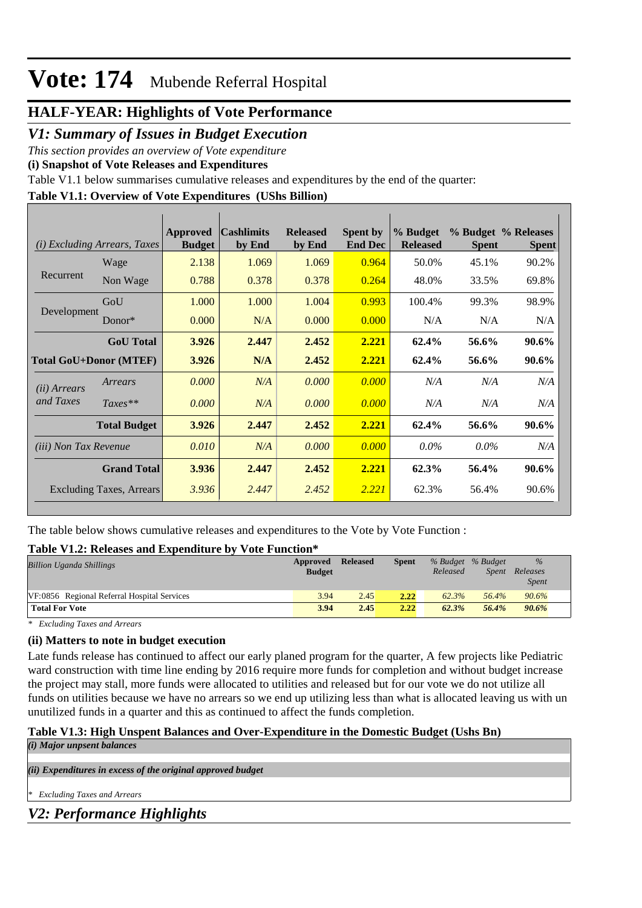# Vote: 174 Mubende Referral Hospital

## HALF-YEAR: Highlights of Vote Performance

## *V1: Summary of Issues in Budget Execution*

*This section provides an overview of Vote expenditure*

**(i) Snapshot of Vote Releases and Expenditures**

Table V1.1 below summarises cumulative releases and expenditures by the end of the quarter:

**Table V1.1: Overview of Vote Expenditures (UShs Billion)**

| *(i) Excluding Arrears, Taxes* | | Approved Budget | Cashlimits by End | Released by End | Spent by End Dec | % Budget Released | % Budget Spent | % Releases Spent |
|---|---|---|---|---|---|---|---|---|
| Recurrent | Wage | 2.138 | 1.069 | 1.069 | 0.964 | 50.0% | 45.1% | 90.2% |
| | Non Wage | 0.788 | 0.378 | 0.378 | 0.264 | 48.0% | 33.5% | 69.8% |
| Development | GoU | 1.000 | 1.000 | 1.004 | 0.993 | 100.4% | 99.3% | 98.9% |
| | Donor* | 0.000 | N/A | 0.000 | 0.000 | N/A | N/A | N/A |
| | **GoU Total** | **3.926** | **2.447** | **2.452** | **2.221** | **62.4%** | **56.6%** | **90.6%** |
| **Total GoU+Donor (MTEF)** | | **3.926** | **N/A** | **2.452** | **2.221** | **62.4%** | **56.6%** | **90.6%** |
| *(ii) Arrears and Taxes* | *Arrears* | *0.000* | *N/A* | *0.000* | *0.000* | *N/A* | *N/A* | *N/A* |
| | *Taxes*** | *0.000* | *N/A* | *0.000* | *0.000* | *N/A* | *N/A* | *N/A* |
| | **Total Budget** | **3.926** | **2.447** | **2.452** | **2.221** | **62.4%** | **56.6%** | **90.6%** |
| *(iii) Non Tax Revenue* | | *0.010* | *N/A* | *0.000* | *0.000* | *0.0%* | *0.0%* | *N/A* |
| | **Grand Total** | **3.936** | **2.447** | **2.452** | **2.221** | **62.3%** | **56.4%** | **90.6%** |
| Excluding Taxes, Arrears | | *3.936* | *2.447* | *2.452* | *2.221* | 62.3% | 56.4% | 90.6% |

The table below shows cumulative releases and expenditures to the Vote by Vote Function :

**Table V1.2: Releases and Expenditure by Vote Function***

| *Billion Uganda Shillings* | Approved Budget | Released | Spent | *% Budget Released* | *% Budget Spent* | *% Releases Spent* |
|---|---|---|---|---|---|---|
| VF:0856 Regional Referral Hospital Services | 3.94 | 2.45 | 2.22 | 62.3% | 56.4% | 90.6% |
| **Total For Vote** | **3.94** | **2.45** | **2.22** | **62.3%** | **56.4%** | **90.6%** |

*\* Excluding Taxes and Arrears*

**(ii) Matters to note in budget execution**

Late funds release has continued to affect our early planed program for the quarter, A few projects like Pediatric ward construction with time line ending by 2016 require more funds for completion and without budget increase the project may stall, more funds were allocated to utilities and released but for our vote we do not utilize all funds on utilities because we have no arrears so we end up utilizing less than what is allocated leaving us with un unutilized funds in a quarter and this as continued to affect the funds completion.

**Table V1.3: High Unspent Balances and Over-Expenditure in the Domestic Budget (Ushs Bn)**

***(i) Major unpsent balances***

***(ii) Expenditures in excess of the original approved budget***

*\* Excluding Taxes and Arrears*

## *V2: Performance Highlights*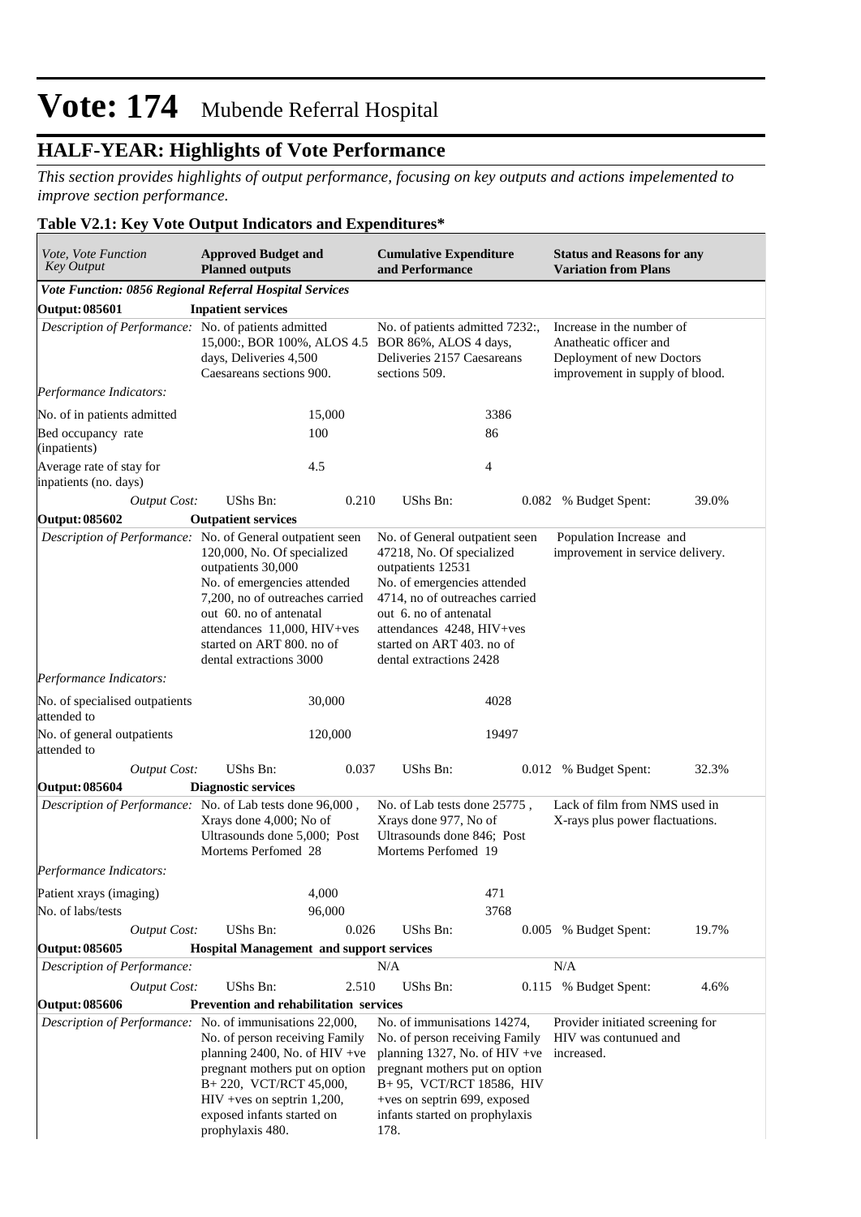# Vote: 174 Mubende Referral Hospital

## HALF-YEAR: Highlights of Vote Performance

*This section provides highlights of output performance, focusing on key outputs and actions impelemented to improve section performance.*

### Table V2.1: Key Vote Output Indicators and Expenditures*

| *Vote, Vote Function Key Output* | **Approved Budget and Planned outputs** | | **Cumulative Expenditure and Performance** | | **Status and Reasons for any Variation from Plans** | |
|---|---|---|---|---|---|---|
| ***Vote Function: 0856 Regional Referral Hospital Services*** | | | | | | |
| **Output: 085601** | **Inpatient services** | | | | | |
| *Description of Performance:* | No. of patients admitted 15,000:, BOR 100%, ALOS 4.5 days, Deliveries 4,500 Caesareans sections 900. | | No. of patients admitted 7232:, BOR 86%, ALOS 4 days, Deliveries 2157 Caesareans sections 509. | | Increase in the number of Anatheatic officer and Deployment of new Doctors improvement in supply of blood. | |
| *Performance Indicators:* | | | | | | |
| No. of in patients admitted | | 15,000 | | 3386 | | |
| Bed occupancy rate (inpatients) | | 100 | | 86 | | |
| Average rate of stay for inpatients (no. days) | | 4.5 | | 4 | | |
| *Output Cost:* | UShs Bn: | 0.210 | UShs Bn: | 0.082 | % Budget Spent: | 39.0% |
| **Output: 085602** | **Outpatient services** | | | | | |
| *Description of Performance:* | No. of General outpatient seen 120,000, No. Of specialized outpatients 30,000<br>No. of emergencies attended 7,200, no of outreaches carried out 60. no of antenatal attendances 11,000, HIV+ves started on ART 800. no of dental extractions 3000 | | No. of General outpatient seen 47218, No. Of specialized outpatients 12531<br>No. of emergencies attended 4714, no of outreaches carried out 6. no of antenatal attendances 4248, HIV+ves started on ART 403. no of dental extractions 2428 | | Population Increase and improvement in service delivery. | |
| *Performance Indicators:* | | | | | | |
| No. of specialised outpatients attended to | | 30,000 | | 4028 | | |
| No. of general outpatients attended to | | 120,000 | | 19497 | | |
| *Output Cost:* | UShs Bn: | 0.037 | UShs Bn: | 0.012 | % Budget Spent: | 32.3% |
| **Output: 085604** | **Diagnostic services** | | | | | |
| *Description of Performance:* | No. of Lab tests done 96,000 , Xrays done 4,000; No of Ultrasounds done 5,000; Post Mortems Perfomed 28 | | No. of Lab tests done 25775 , Xrays done 977, No of Ultrasounds done 846; Post Mortems Perfomed 19 | | Lack of film from NMS used in X-rays plus power fluctuations. | |
| *Performance Indicators:* | | | | | | |
| Patient xrays (imaging) | | 4,000 | | 471 | | |
| No. of labs/tests | | 96,000 | | 3768 | | |
| *Output Cost:* | UShs Bn: | 0.026 | UShs Bn: | 0.005 | % Budget Spent: | 19.7% |
| **Output: 085605** | **Hospital Management and support services** | | | | | |
| *Description of Performance:* | | | N/A | | N/A | |
| *Output Cost:* | UShs Bn: | 2.510 | UShs Bn: | 0.115 | % Budget Spent: | 4.6% |
| **Output: 085606** | **Prevention and rehabilitation services** | | | | | |
| *Description of Performance:* | No. of immunisations 22,000, No. of person receiving Family planning 2400, No. of HIV +ve pregnant mothers put on option B+ 220, VCT/RCT 45,000, HIV +ves on septrin 1,200, exposed infants started on prophylaxis 480. | | No. of immunisations 14274, No. of person receiving Family planning 1327, No. of HIV +ve pregnant mothers put on option B+ 95, VCT/RCT 18586, HIV +ves on septrin 699, exposed infants started on prophylaxis 178. | | Provider initiated screening for HIV was contunued and increased. | |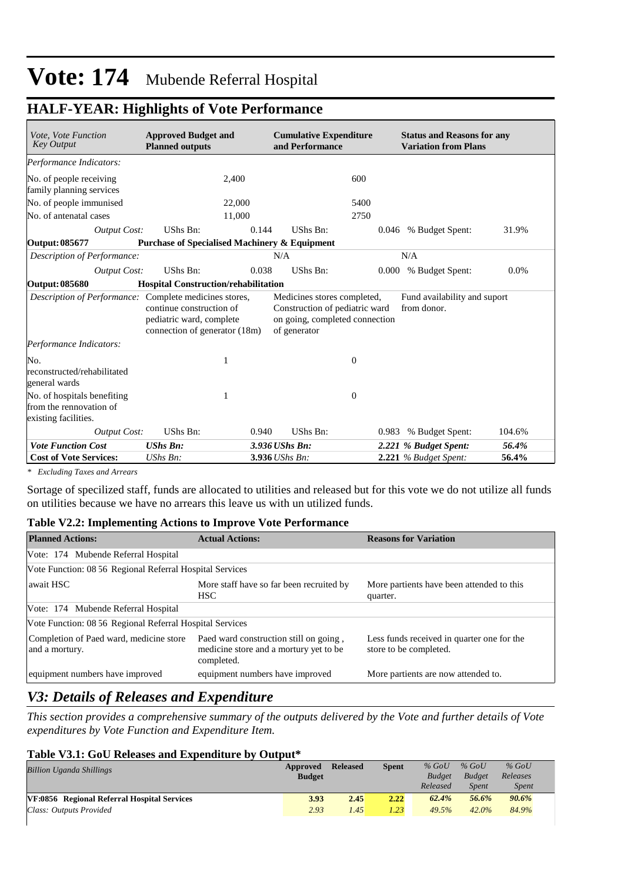# Vote: 174 Mubende Referral Hospital

## HALF-YEAR: Highlights of Vote Performance

| *Vote, Vote Function Key Output* | **Approved Budget and Planned outputs** | | **Cumulative Expenditure and Performance** | | **Status and Reasons for any Variation from Plans** | |
|---|---|---|---|---|---|---|
| *Performance Indicators:* | | | | | | |
| No. of people receiving family planning services | | 2,400 | | 600 | | |
| No. of people immunised | | 22,000 | | 5400 | | |
| No. of antenatal cases | | 11,000 | | 2750 | | |
| *Output Cost:* | UShs Bn: | 0.144 | UShs Bn: | 0.046 | % Budget Spent: | 31.9% |
| **Output: 085677** | **Purchase of Specialised Machinery & Equipment** | | | | | |
| *Description of Performance:* | | | N/A | | N/A | |
| *Output Cost:* | UShs Bn: | 0.038 | UShs Bn: | 0.000 | % Budget Spent: | 0.0% |
| **Output: 085680** | **Hospital Construction/rehabilitation** | | | | | |
| *Description of Performance:* | Complete medicines stores, continue construction of pediatric ward, complete connection of generator (18m) | | Medicines stores completed, Construction of pediatric ward on going, completed connection of generator | | Fund availability and suport from donor. | |
| *Performance Indicators:* | | | | | | |
| No. reconstructed/rehabilitated general wards | | 1 | | 0 | | |
| No. of hospitals benefiting from the rennovation of existing facilities. | | 1 | | 0 | | |
| *Output Cost:* | UShs Bn: | 0.940 | UShs Bn: | 0.983 | % Budget Spent: | 104.6% |
| ***Vote Function Cost*** | ***UShs Bn:*** | ***3.936*** | ***UShs Bn:*** | ***2.221*** | ***% Budget Spent:*** | ***56.4%*** |
| **Cost of Vote Services:** | *UShs Bn:* | **3.936** | *UShs Bn:* | **2.221** | *% Budget Spent:* | **56.4%** |

*\* Excluding Taxes and Arrears*

Sortage of specilized staff, funds are allocated to utilities and released but for this vote we do not utilize all funds on utilities because we have no arrears this leave us with un utilized funds.

**Table V2.2: Implementing Actions to Improve Vote Performance**

| **Planned Actions:** | **Actual Actions:** | **Reasons for Variation** |
|---|---|---|
| Vote: 174 Mubende Referral Hospital | | |
| Vote Function: 08 56 Regional Referral Hospital Services | | |
| await HSC | More staff have so far been recruited by HSC | More partients have been attended to this quarter. |
| Vote: 174 Mubende Referral Hospital | | |
| Vote Function: 08 56 Regional Referral Hospital Services | | |
| Completion of Paed ward, medicine store and a mortury. | Paed ward construction still on going , medicine store and a mortury yet to be completed. | Less funds received in quarter one for the store to be completed. |
| equipment numbers have improved | equipment numbers have improved | More partients are now attended to. |

## *V3: Details of Releases and Expenditure*

*This section provides a comprehensive summary of the outputs delivered by the Vote and further details of Vote expenditures by Vote Function and Expenditure Item.*

**Table V3.1: GoU Releases and Expenditure by Output\***

| *Billion Uganda Shillings* | **Approved Budget** | **Released** | **Spent** | *% GoU Budget Released* | *% GoU Budget Spent* | *% GoU Releases Spent* |
|---|---|---|---|---|---|---|
| **VF:0856 Regional Referral Hospital Services** | **3.93** | **2.45** | **2.22** | ***62.4%*** | ***56.6%*** | ***90.6%*** |
| *Class: Outputs Provided* | *2.93* | *1.45* | *1.23* | *49.5%* | *42.0%* | *84.9%* |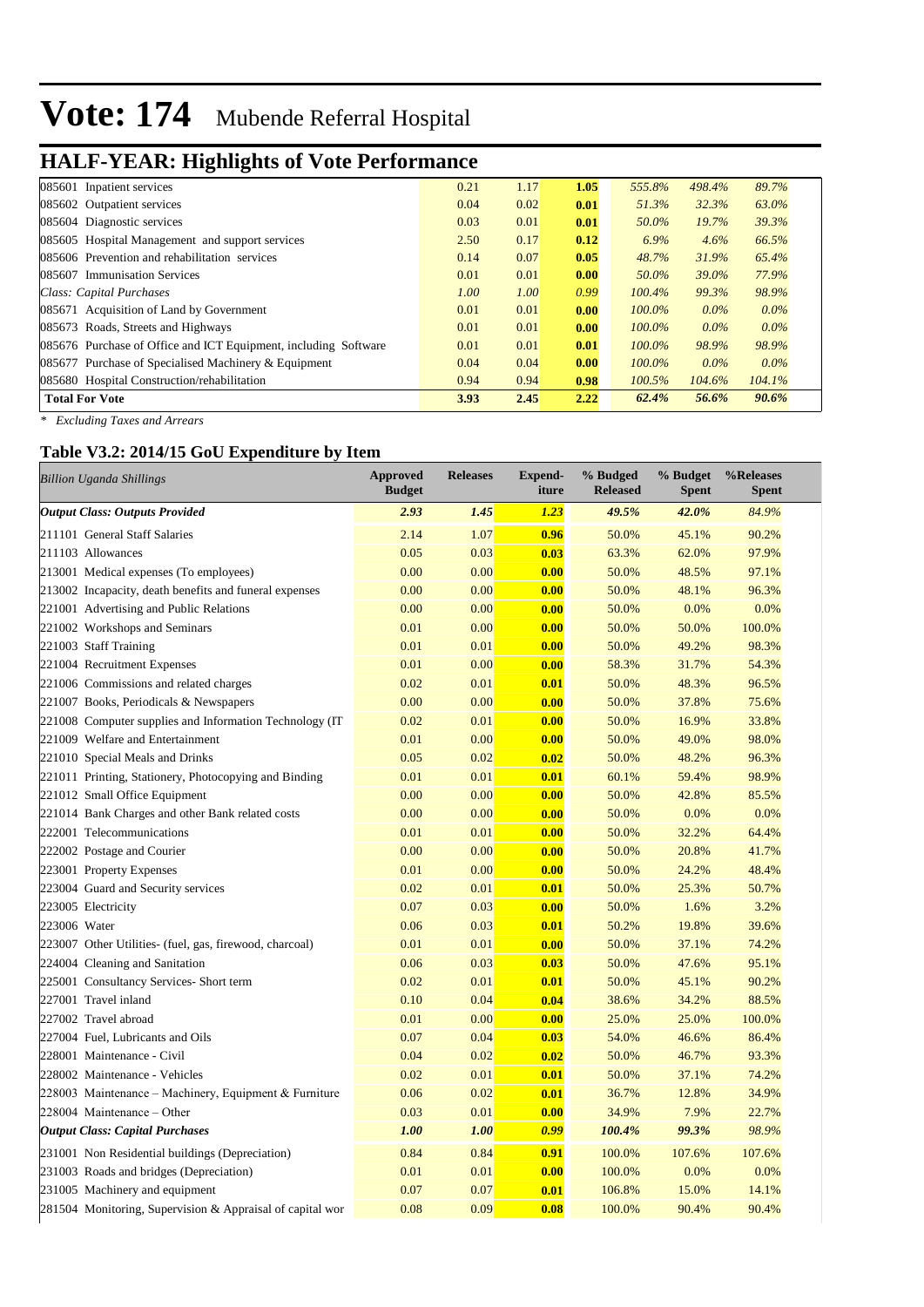# Vote: 174 Mubende Referral Hospital

## HALF-YEAR: Highlights of Vote Performance

| | | | | | | |
|---|---|---|---|---|---|---|
| 085601 Inpatient services | 0.21 | 1.17 | **1.05** | *555.8%* | *498.4%* | *89.7%* |
| 085602 Outpatient services | 0.04 | 0.02 | **0.01** | *51.3%* | *32.3%* | *63.0%* |
| 085604 Diagnostic services | 0.03 | 0.01 | **0.01** | *50.0%* | *19.7%* | *39.3%* |
| 085605 Hospital Management and support services | 2.50 | 0.17 | **0.12** | *6.9%* | *4.6%* | *66.5%* |
| 085606 Prevention and rehabilitation services | 0.14 | 0.07 | **0.05** | *48.7%* | *31.9%* | *65.4%* |
| 085607 Immunisation Services | 0.01 | 0.01 | **0.00** | *50.0%* | *39.0%* | *77.9%* |
| *Class: Capital Purchases* | *1.00* | *1.00* | *0.99* | *100.4%* | *99.3%* | *98.9%* |
| 085671 Acquisition of Land by Government | 0.01 | 0.01 | **0.00** | *100.0%* | *0.0%* | *0.0%* |
| 085673 Roads, Streets and Highways | 0.01 | 0.01 | **0.00** | *100.0%* | *0.0%* | *0.0%* |
| 085676 Purchase of Office and ICT Equipment, including Software | 0.01 | 0.01 | **0.01** | *100.0%* | *98.9%* | *98.9%* |
| 085677 Purchase of Specialised Machinery & Equipment | 0.04 | 0.04 | **0.00** | *100.0%* | *0.0%* | *0.0%* |
| 085680 Hospital Construction/rehabilitation | 0.94 | 0.94 | **0.98** | *100.5%* | *104.6%* | *104.1%* |
| **Total For Vote** | **3.93** | **2.45** | **2.22** | ***62.4%*** | ***56.6%*** | ***90.6%*** |

*\* Excluding Taxes and Arrears*

### Table V3.2: 2014/15 GoU Expenditure by Item

| *Billion Uganda Shillings* | Approved Budget | Releases | Expend-iture | % Budged Released | % Budget Spent | %Releases Spent |
|---|---|---|---|---|---|---|
| ***Output Class: Outputs Provided*** | ***2.93*** | ***1.45*** | ***1.23*** | ***49.5%*** | ***42.0%*** | ***84.9%*** |
| 211101 General Staff Salaries | 2.14 | 1.07 | **0.96** | 50.0% | 45.1% | 90.2% |
| 211103 Allowances | 0.05 | 0.03 | **0.03** | 63.3% | 62.0% | 97.9% |
| 213001 Medical expenses (To employees) | 0.00 | 0.00 | **0.00** | 50.0% | 48.5% | 97.1% |
| 213002 Incapacity, death benefits and funeral expenses | 0.00 | 0.00 | **0.00** | 50.0% | 48.1% | 96.3% |
| 221001 Advertising and Public Relations | 0.00 | 0.00 | **0.00** | 50.0% | 0.0% | 0.0% |
| 221002 Workshops and Seminars | 0.01 | 0.00 | **0.00** | 50.0% | 50.0% | 100.0% |
| 221003 Staff Training | 0.01 | 0.01 | **0.00** | 50.0% | 49.2% | 98.3% |
| 221004 Recruitment Expenses | 0.01 | 0.00 | **0.00** | 58.3% | 31.7% | 54.3% |
| 221006 Commissions and related charges | 0.02 | 0.01 | **0.01** | 50.0% | 48.3% | 96.5% |
| 221007 Books, Periodicals & Newspapers | 0.00 | 0.00 | **0.00** | 50.0% | 37.8% | 75.6% |
| 221008 Computer supplies and Information Technology (IT | 0.02 | 0.01 | **0.00** | 50.0% | 16.9% | 33.8% |
| 221009 Welfare and Entertainment | 0.01 | 0.00 | **0.00** | 50.0% | 49.0% | 98.0% |
| 221010 Special Meals and Drinks | 0.05 | 0.02 | **0.02** | 50.0% | 48.2% | 96.3% |
| 221011 Printing, Stationery, Photocopying and Binding | 0.01 | 0.01 | **0.01** | 60.1% | 59.4% | 98.9% |
| 221012 Small Office Equipment | 0.00 | 0.00 | **0.00** | 50.0% | 42.8% | 85.5% |
| 221014 Bank Charges and other Bank related costs | 0.00 | 0.00 | **0.00** | 50.0% | 0.0% | 0.0% |
| 222001 Telecommunications | 0.01 | 0.01 | **0.00** | 50.0% | 32.2% | 64.4% |
| 222002 Postage and Courier | 0.00 | 0.00 | **0.00** | 50.0% | 20.8% | 41.7% |
| 223001 Property Expenses | 0.01 | 0.00 | **0.00** | 50.0% | 24.2% | 48.4% |
| 223004 Guard and Security services | 0.02 | 0.01 | **0.01** | 50.0% | 25.3% | 50.7% |
| 223005 Electricity | 0.07 | 0.03 | **0.00** | 50.0% | 1.6% | 3.2% |
| 223006 Water | 0.06 | 0.03 | **0.01** | 50.2% | 19.8% | 39.6% |
| 223007 Other Utilities- (fuel, gas, firewood, charcoal) | 0.01 | 0.01 | **0.00** | 50.0% | 37.1% | 74.2% |
| 224004 Cleaning and Sanitation | 0.06 | 0.03 | **0.03** | 50.0% | 47.6% | 95.1% |
| 225001 Consultancy Services- Short term | 0.02 | 0.01 | **0.01** | 50.0% | 45.1% | 90.2% |
| 227001 Travel inland | 0.10 | 0.04 | **0.04** | 38.6% | 34.2% | 88.5% |
| 227002 Travel abroad | 0.01 | 0.00 | **0.00** | 25.0% | 25.0% | 100.0% |
| 227004 Fuel, Lubricants and Oils | 0.07 | 0.04 | **0.03** | 54.0% | 46.6% | 86.4% |
| 228001 Maintenance - Civil | 0.04 | 0.02 | **0.02** | 50.0% | 46.7% | 93.3% |
| 228002 Maintenance - Vehicles | 0.02 | 0.01 | **0.01** | 50.0% | 37.1% | 74.2% |
| 228003 Maintenance – Machinery, Equipment & Furniture | 0.06 | 0.02 | **0.01** | 36.7% | 12.8% | 34.9% |
| 228004 Maintenance – Other | 0.03 | 0.01 | **0.00** | 34.9% | 7.9% | 22.7% |
| ***Output Class: Capital Purchases*** | ***1.00*** | ***1.00*** | ***0.99*** | ***100.4%*** | ***99.3%*** | ***98.9%*** |
| 231001 Non Residential buildings (Depreciation) | 0.84 | 0.84 | **0.91** | 100.0% | 107.6% | 107.6% |
| 231003 Roads and bridges (Depreciation) | 0.01 | 0.01 | **0.00** | 100.0% | 0.0% | 0.0% |
| 231005 Machinery and equipment | 0.07 | 0.07 | **0.01** | 106.8% | 15.0% | 14.1% |
| 281504 Monitoring, Supervision & Appraisal of capital wor | 0.08 | 0.09 | **0.08** | 100.0% | 90.4% | 90.4% |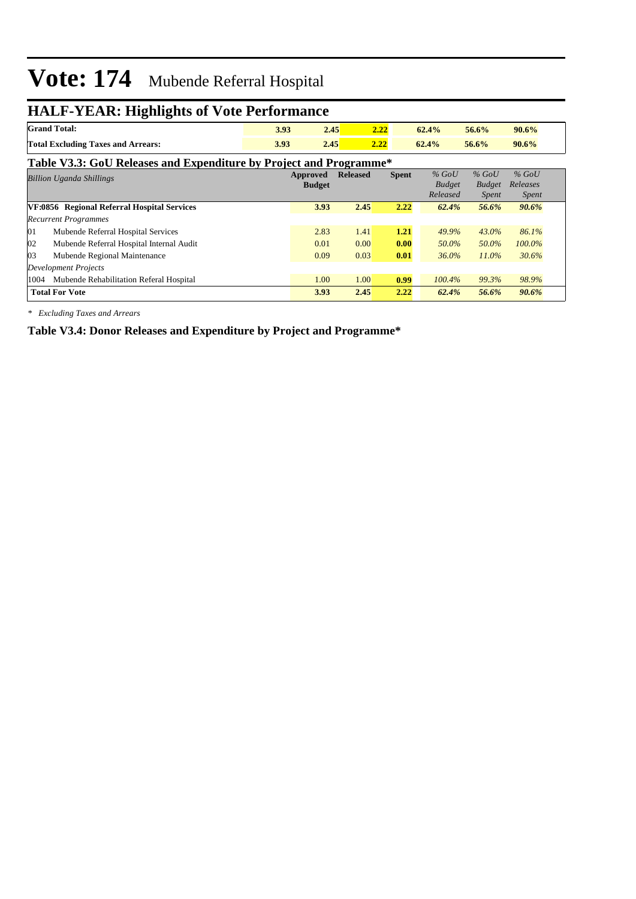# Vote: 174 Mubende Referral Hospital

## HALF-YEAR: Highlights of Vote Performance

| | | | | | | |
|---|---|---|---|---|---|---|
| **Grand Total:** | **3.93** | **2.45** | **2.22** | **62.4%** | **56.6%** | **90.6%** |
| **Total Excluding Taxes and Arrears:** | **3.93** | **2.45** | **2.22** | **62.4%** | **56.6%** | **90.6%** |

### Table V3.3: GoU Releases and Expenditure by Project and Programme*

| *Billion Uganda Shillings* | **Approved Budget** | **Released** | **Spent** | *% GoU Budget Released* | *% GoU Budget Spent* | *% GoU Releases Spent* |
|---|---|---|---|---|---|---|
| **VF:0856 Regional Referral Hospital Services** | **3.93** | **2.45** | **2.22** | ***62.4%*** | ***56.6%*** | ***90.6%*** |
| *Recurrent Programmes* | | | | | | |
| 01 Mubende Referral Hospital Services | 2.83 | 1.41 | **1.21** | *49.9%* | *43.0%* | *86.1%* |
| 02 Mubende Referral Hospital Internal Audit | 0.01 | 0.00 | **0.00** | *50.0%* | *50.0%* | *100.0%* |
| 03 Mubende Regional Maintenance | 0.09 | 0.03 | **0.01** | *36.0%* | *11.0%* | *30.6%* |
| *Development Projects* | | | | | | |
| 1004 Mubende Rehabilitation Referal Hospital | 1.00 | 1.00 | **0.99** | *100.4%* | *99.3%* | *98.9%* |
| **Total For Vote** | **3.93** | **2.45** | **2.22** | ***62.4%*** | ***56.6%*** | ***90.6%*** |

*\* Excluding Taxes and Arrears*

**Table V3.4: Donor Releases and Expenditure by Project and Programme***